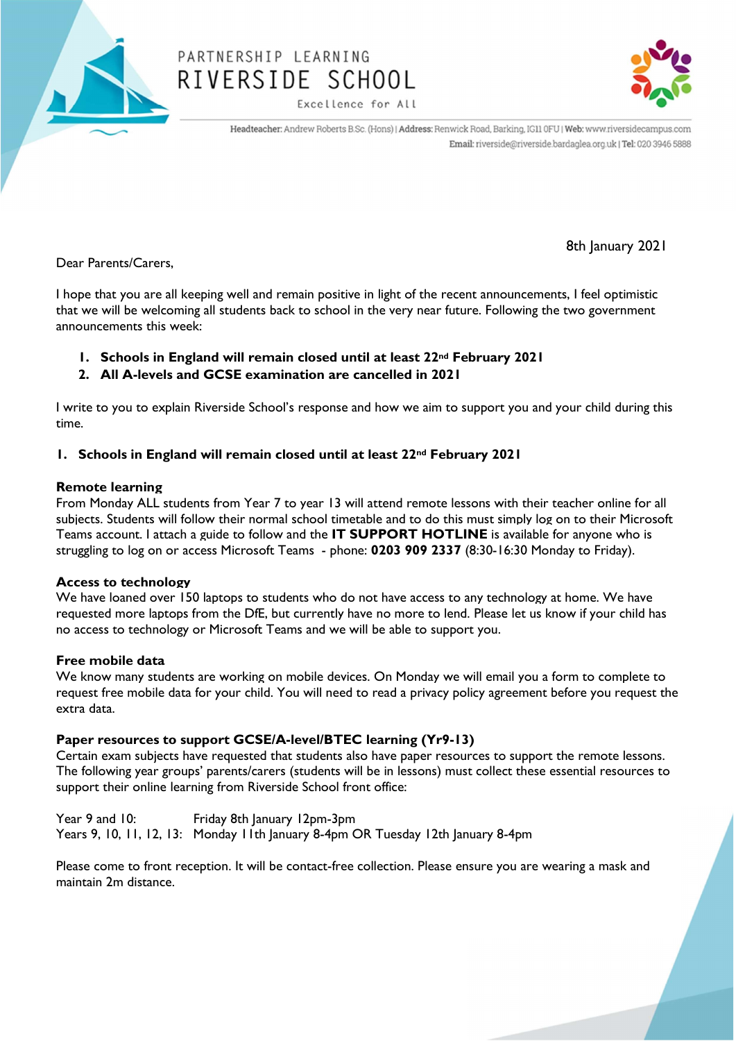PARTNERSHIP LEARNING

RIVERSIDE SCHOOL

Excellence for All

**Headteacher:** Andrew Roberts B.Sc. (Hons) | **Address:** Renwick Road, Barking, IG11 0FU | **Web:** www.riversidecampus.com
**Email:** riverside@riverside.bardaglea.org.uk | **Tel:** 020 3946 5888

8th January 2021

Dear Parents/Carers,

I hope that you are all keeping well and remain positive in light of the recent announcements, I feel optimistic that we will be welcoming all students back to school in the very near future. Following the two government announcements this week:

1. **Schools in England will remain closed until at least 22nd February 2021**
2. **All A-levels and GCSE examination are cancelled in 2021**

I write to you to explain Riverside School's response and how we aim to support you and your child during this time.

## 1. Schools in England will remain closed until at least 22nd February 2021

### Remote learning

From Monday ALL students from Year 7 to year 13 will attend remote lessons with their teacher online for all subjects. Students will follow their normal school timetable and to do this must simply log on to their Microsoft Teams account. I attach a guide to follow and the **IT SUPPORT HOTLINE** is available for anyone who is struggling to log on or access Microsoft Teams - phone: **0203 909 2337** (8:30-16:30 Monday to Friday).

### Access to technology

We have loaned over 150 laptops to students who do not have access to any technology at home. We have requested more laptops from the DfE, but currently have no more to lend. Please let us know if your child has no access to technology or Microsoft Teams and we will be able to support you.

### Free mobile data

We know many students are working on mobile devices. On Monday we will email you a form to complete to request free mobile data for your child. You will need to read a privacy policy agreement before you request the extra data.

### Paper resources to support GCSE/A-level/BTEC learning (Yr9-13)

Certain exam subjects have requested that students also have paper resources to support the remote lessons. The following year groups' parents/carers (students will be in lessons) must collect these essential resources to support their online learning from Riverside School front office:

Year 9 and 10: Friday 8th January 12pm-3pm
Years 9, 10, 11, 12, 13: Monday 11th January 8-4pm OR Tuesday 12th January 8-4pm

Please come to front reception. It will be contact-free collection. Please ensure you are wearing a mask and maintain 2m distance.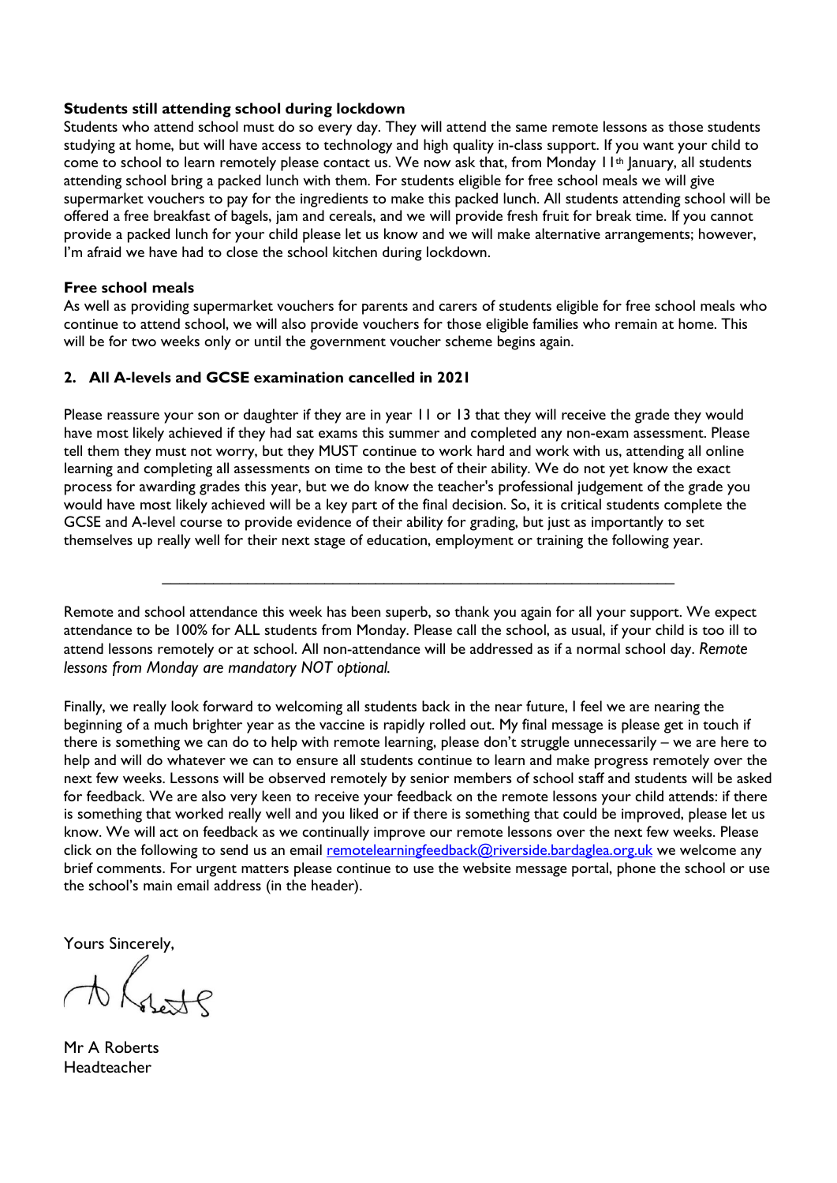**Students still attending school during lockdown**

Students who attend school must do so every day. They will attend the same remote lessons as those students studying at home, but will have access to technology and high quality in-class support. If you want your child to come to school to learn remotely please contact us. We now ask that, from Monday 11th January, all students attending school bring a packed lunch with them. For students eligible for free school meals we will give supermarket vouchers to pay for the ingredients to make this packed lunch. All students attending school will be offered a free breakfast of bagels, jam and cereals, and we will provide fresh fruit for break time. If you cannot provide a packed lunch for your child please let us know and we will make alternative arrangements; however, I'm afraid we have had to close the school kitchen during lockdown.

**Free school meals**

As well as providing supermarket vouchers for parents and carers of students eligible for free school meals who continue to attend school, we will also provide vouchers for those eligible families who remain at home. This will be for two weeks only or until the government voucher scheme begins again.

**2. All A-levels and GCSE examination cancelled in 2021**

Please reassure your son or daughter if they are in year 11 or 13 that they will receive the grade they would have most likely achieved if they had sat exams this summer and completed any non-exam assessment. Please tell them they must not worry, but they MUST continue to work hard and work with us, attending all online learning and completing all assessments on time to the best of their ability. We do not yet know the exact process for awarding grades this year, but we do know the teacher's professional judgement of the grade you would have most likely achieved will be a key part of the final decision. So, it is critical students complete the GCSE and A-level course to provide evidence of their ability for grading, but just as importantly to set themselves up really well for their next stage of education, employment or training the following year.

---

Remote and school attendance this week has been superb, so thank you again for all your support. We expect attendance to be 100% for ALL students from Monday. Please call the school, as usual, if your child is too ill to attend lessons remotely or at school. All non-attendance will be addressed as if a normal school day. *Remote lessons from Monday are mandatory NOT optional.*

Finally, we really look forward to welcoming all students back in the near future, I feel we are nearing the beginning of a much brighter year as the vaccine is rapidly rolled out. My final message is please get in touch if there is something we can do to help with remote learning, please don't struggle unnecessarily – we are here to help and will do whatever we can to ensure all students continue to learn and make progress remotely over the next few weeks. Lessons will be observed remotely by senior members of school staff and students will be asked for feedback. We are also very keen to receive your feedback on the remote lessons your child attends: if there is something that worked really well and you liked or if there is something that could be improved, please let us know. We will act on feedback as we continually improve our remote lessons over the next few weeks. Please click on the following to send us an email remotelearningfeedback@riverside.bardaglea.org.uk we welcome any brief comments. For urgent matters please continue to use the website message portal, phone the school or use the school's main email address (in the header).

Yours Sincerely,

Mr A Roberts
Headteacher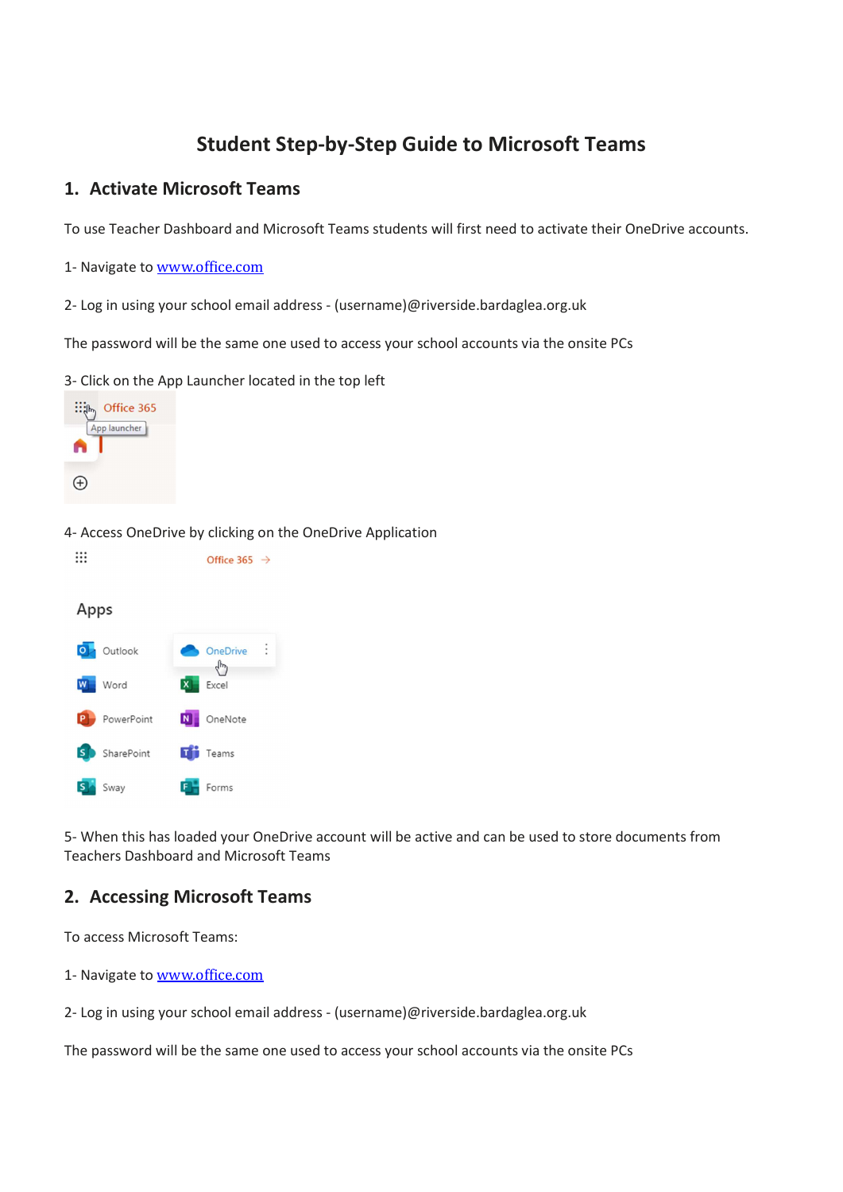# Student Step-by-Step Guide to Microsoft Teams

## 1. Activate Microsoft Teams

To use Teacher Dashboard and Microsoft Teams students will first need to activate their OneDrive accounts.

1- Navigate to [www.office.com](www.office.com)

2- Log in using your school email address - (username)@riverside.bardaglea.org.uk

The password will be the same one used to access your school accounts via the onsite PCs

3- Click on the App Launcher located in the top left

4- Access OneDrive by clicking on the OneDrive Application

5- When this has loaded your OneDrive account will be active and can be used to store documents from Teachers Dashboard and Microsoft Teams

## 2. Accessing Microsoft Teams

To access Microsoft Teams:

1- Navigate to [www.office.com](www.office.com)

2- Log in using your school email address - (username)@riverside.bardaglea.org.uk

The password will be the same one used to access your school accounts via the onsite PCs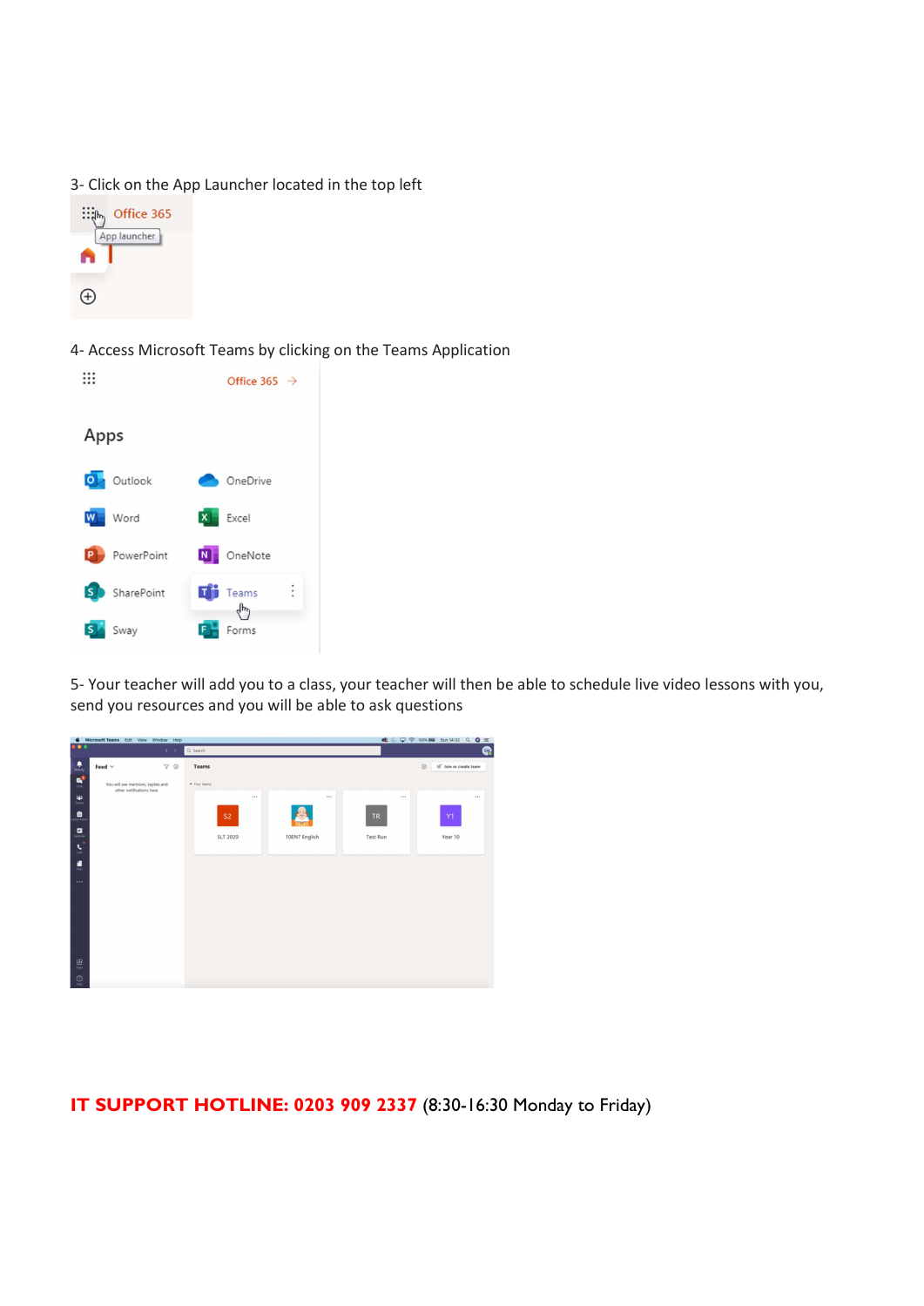3- Click on the App Launcher located in the top left

4- Access Microsoft Teams by clicking on the Teams Application

5- Your teacher will add you to a class, your teacher will then be able to schedule live video lessons with you, send you resources and you will be able to ask questions

**IT SUPPORT HOTLINE: 0203 909 2337** (8:30-16:30 Monday to Friday)